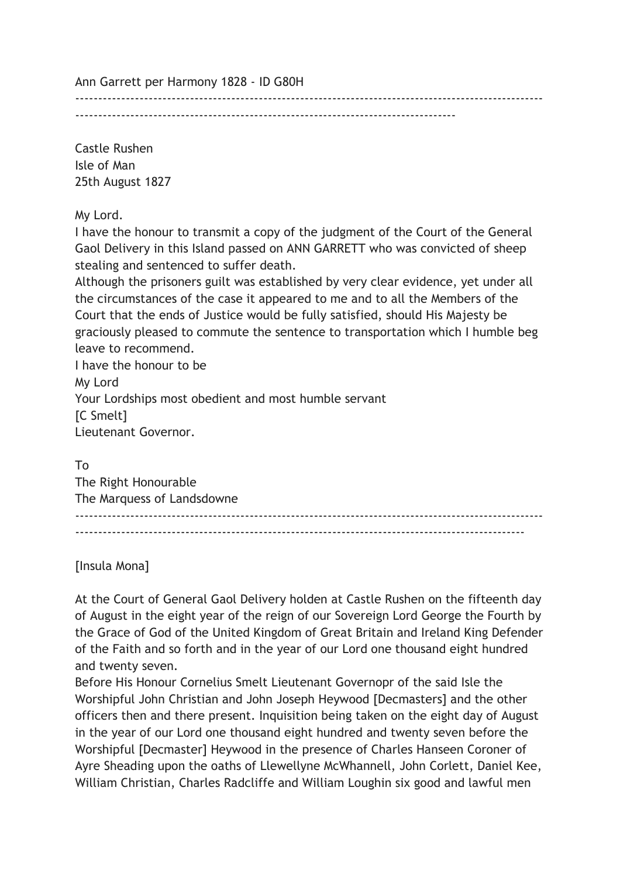Ann Garrett per Harmony 1828 - ID G80H

---

Castle Rushen
Isle of Man
25th August 1827

My Lord.
I have the honour to transmit a copy of the judgment of the Court of the General Gaol Delivery in this Island passed on ANN GARRETT who was convicted of sheep stealing and sentenced to suffer death.
Although the prisoners guilt was established by very clear evidence, yet under all the circumstances of the case it appeared to me and to all the Members of the Court that the ends of Justice would be fully satisfied, should His Majesty be graciously pleased to commute the sentence to transportation which I humble beg leave to recommend.
I have the honour to be
My Lord
Your Lordships most obedient and most humble servant
[C Smelt]
Lieutenant Governor.

To
The Right Honourable
The Marquess of Landsdowne

---

[Insula Mona]

At the Court of General Gaol Delivery holden at Castle Rushen on the fifteenth day of August in the eight year of the reign of our Sovereign Lord George the Fourth by the Grace of God of the United Kingdom of Great Britain and Ireland King Defender of the Faith and so forth and in the year of our Lord one thousand eight hundred and twenty seven.
Before His Honour Cornelius Smelt Lieutenant Governopr of the said Isle the Worshipful John Christian and John Joseph Heywood [Decmasters] and the other officers then and there present. Inquisition being taken on the eight day of August in the year of our Lord one thousand eight hundred and twenty seven before the Worshipful [Decmaster] Heywood in the presence of Charles Hanseen Coroner of Ayre Sheading upon the oaths of Llewellyne McWhannell, John Corlett, Daniel Kee, William Christian, Charles Radcliffe and William Loughin six good and lawful men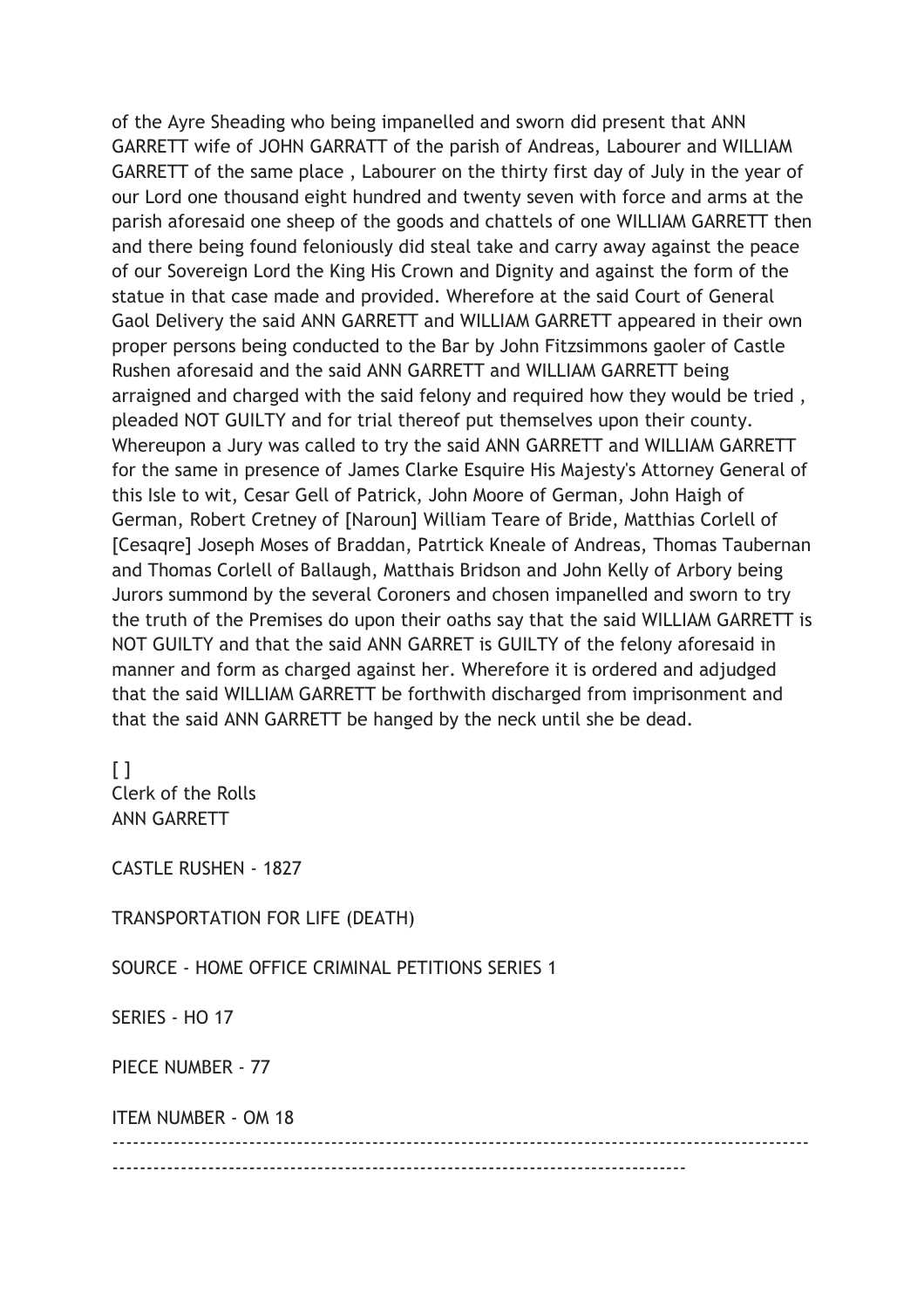of the Ayre Sheading who being impanelled and sworn did present that ANN GARRETT wife of JOHN GARRATT of the parish of Andreas, Labourer and WILLIAM GARRETT of the same place , Labourer on the thirty first day of July in the year of our Lord one thousand eight hundred and twenty seven with force and arms at the parish aforesaid one sheep of the goods and chattels of one WILLIAM GARRETT then and there being found feloniously did steal take and carry away against the peace of our Sovereign Lord the King His Crown and Dignity and against the form of the statue in that case made and provided. Wherefore at the said Court of General Gaol Delivery the said ANN GARRETT and WILLIAM GARRETT appeared in their own proper persons being conducted to the Bar by John Fitzsimmons gaoler of Castle Rushen aforesaid and the said ANN GARRETT and WILLIAM GARRETT being arraigned and charged with the said felony and required how they would be tried , pleaded NOT GUILTY and for trial thereof put themselves upon their county. Whereupon a Jury was called to try the said ANN GARRETT and WILLIAM GARRETT for the same in presence of James Clarke Esquire His Majesty's Attorney General of this Isle to wit, Cesar Gell of Patrick, John Moore of German, John Haigh of German, Robert Cretney of [Naroun] William Teare of Bride, Matthias Corlell of [Cesaqre] Joseph Moses of Braddan, Patrtick Kneale of Andreas, Thomas Taubernan and Thomas Corlell of Ballaugh, Matthais Bridson and John Kelly of Arbory being Jurors summond by the several Coroners and chosen impanelled and sworn to try the truth of the Premises do upon their oaths say that the said WILLIAM GARRETT is NOT GUILTY and that the said ANN GARRET is GUILTY of the felony aforesaid in manner and form as charged against her. Wherefore it is ordered and adjudged that the said WILLIAM GARRETT be forthwith discharged from imprisonment and that the said ANN GARRETT be hanged by the neck until she be dead.

[ ]
Clerk of the Rolls
ANN GARRETT

CASTLE RUSHEN - 1827

TRANSPORTATION FOR LIFE (DEATH)

SOURCE - HOME OFFICE CRIMINAL PETITIONS SERIES 1

SERIES - HO 17

PIECE NUMBER - 77

ITEM NUMBER - OM 18

---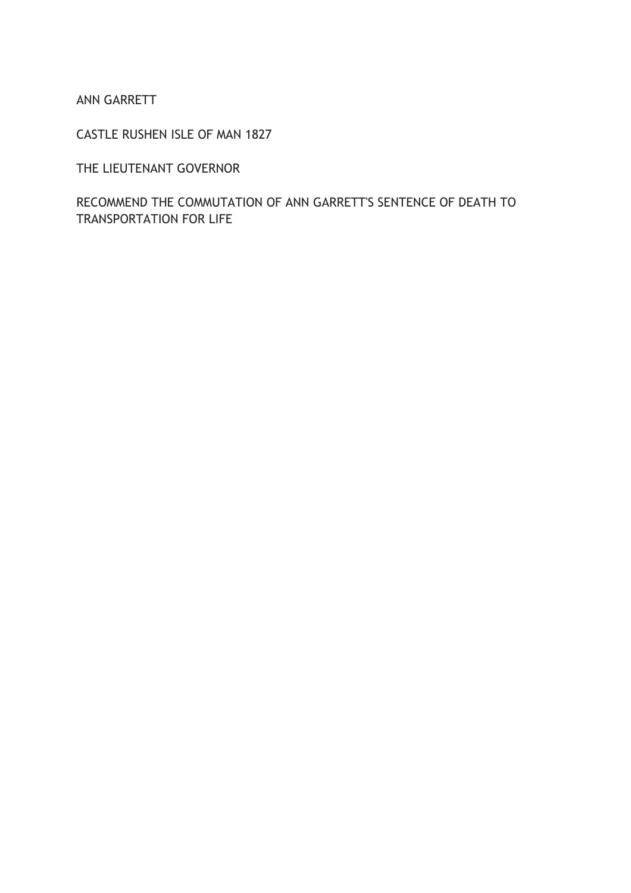ANN GARRETT

CASTLE RUSHEN ISLE OF MAN 1827

THE LIEUTENANT GOVERNOR

RECOMMEND THE COMMUTATION OF ANN GARRETT'S SENTENCE OF DEATH TO TRANSPORTATION FOR LIFE